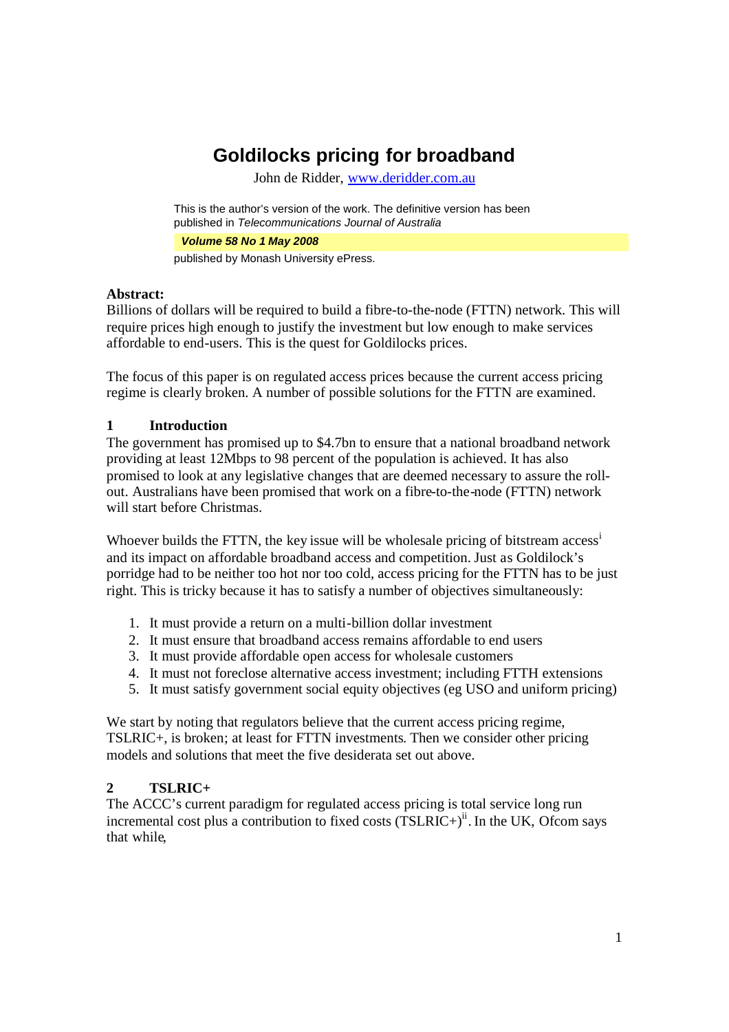# Goldilocks pricing for broadband

John de Ridder, www.deridder.com.au

This is the author's version of the work. The definitive version has been published in *Telecommunications Journal of Australia*

***Volume 58 No 1 May 2008***

published by Monash University ePress.

**Abstract:**

Billions of dollars will be required to build a fibre-to-the-node (FTTN) network. This will require prices high enough to justify the investment but low enough to make services affordable to end-users. This is the quest for Goldilocks prices.

The focus of this paper is on regulated access prices because the current access pricing regime is clearly broken. A number of possible solutions for the FTTN are examined.

## 1 Introduction

The government has promised up to $4.7bn to ensure that a national broadband network providing at least 12Mbps to 98 percent of the population is achieved. It has also promised to look at any legislative changes that are deemed necessary to assure the roll-out. Australians have been promised that work on a fibre-to-the-node (FTTN) network will start before Christmas.

Whoever builds the FTTN, the key issue will be wholesale pricing of bitstream access[i] and its impact on affordable broadband access and competition. Just as Goldilock's porridge had to be neither too hot nor too cold, access pricing for the FTTN has to be just right. This is tricky because it has to satisfy a number of objectives simultaneously:

1. It must provide a return on a multi-billion dollar investment
2. It must ensure that broadband access remains affordable to end users
3. It must provide affordable open access for wholesale customers
4. It must not foreclose alternative access investment; including FTTH extensions
5. It must satisfy government social equity objectives (eg USO and uniform pricing)

We start by noting that regulators believe that the current access pricing regime, TSLRIC+, is broken; at least for FTTN investments. Then we consider other pricing models and solutions that meet the five desiderata set out above.

## 2 TSLRIC+

The ACCC's current paradigm for regulated access pricing is total service long run incremental cost plus a contribution to fixed costs (TSLRIC+)[ii]. In the UK, Ofcom says that while,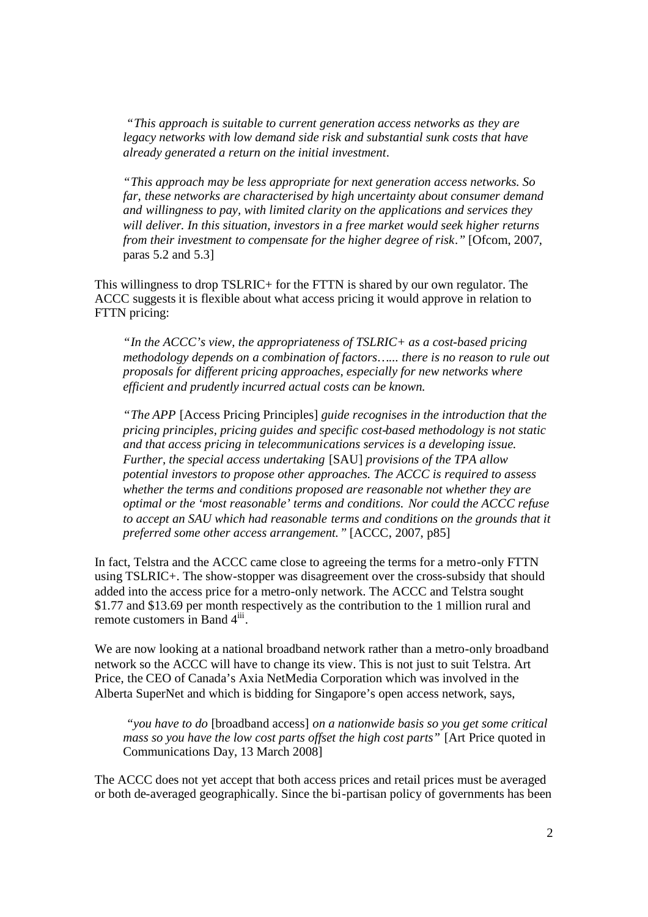*"This approach is suitable to current generation access networks as they are legacy networks with low demand side risk and substantial sunk costs that have already generated a return on the initial investment.*

*"This approach may be less appropriate for next generation access networks. So far, these networks are characterised by high uncertainty about consumer demand and willingness to pay, with limited clarity on the applications and services they will deliver. In this situation, investors in a free market would seek higher returns from their investment to compensate for the higher degree of risk."* [Ofcom, 2007, paras 5.2 and 5.3]

This willingness to drop TSLRIC+ for the FTTN is shared by our own regulator. The ACCC suggests it is flexible about what access pricing it would approve in relation to FTTN pricing:

*"In the ACCC's view, the appropriateness of TSLRIC+ as a cost-based pricing methodology depends on a combination of factors…... there is no reason to rule out proposals for different pricing approaches, especially for new networks where efficient and prudently incurred actual costs can be known.*

*"The APP* [Access Pricing Principles] *guide recognises in the introduction that the pricing principles, pricing guides and specific cost-based methodology is not static and that access pricing in telecommunications services is a developing issue. Further, the special access undertaking* [SAU] *provisions of the TPA allow potential investors to propose other approaches. The ACCC is required to assess whether the terms and conditions proposed are reasonable not whether they are optimal or the 'most reasonable' terms and conditions. Nor could the ACCC refuse to accept an SAU which had reasonable terms and conditions on the grounds that it preferred some other access arrangement."* [ACCC, 2007, p85]

In fact, Telstra and the ACCC came close to agreeing the terms for a metro-only FTTN using TSLRIC+. The show-stopper was disagreement over the cross-subsidy that should added into the access price for a metro-only network. The ACCC and Telstra sought $1.77 and $13.69 per month respectively as the contribution to the 1 million rural and remote customers in Band 4[iii].

We are now looking at a national broadband network rather than a metro-only broadband network so the ACCC will have to change its view. This is not just to suit Telstra. Art Price, the CEO of Canada's Axia NetMedia Corporation which was involved in the Alberta SuperNet and which is bidding for Singapore's open access network, says,

*"you have to do* [broadband access] *on a nationwide basis so you get some critical mass so you have the low cost parts offset the high cost parts"* [Art Price quoted in Communications Day, 13 March 2008]

The ACCC does not yet accept that both access prices and retail prices must be averaged or both de-averaged geographically. Since the bi-partisan policy of governments has been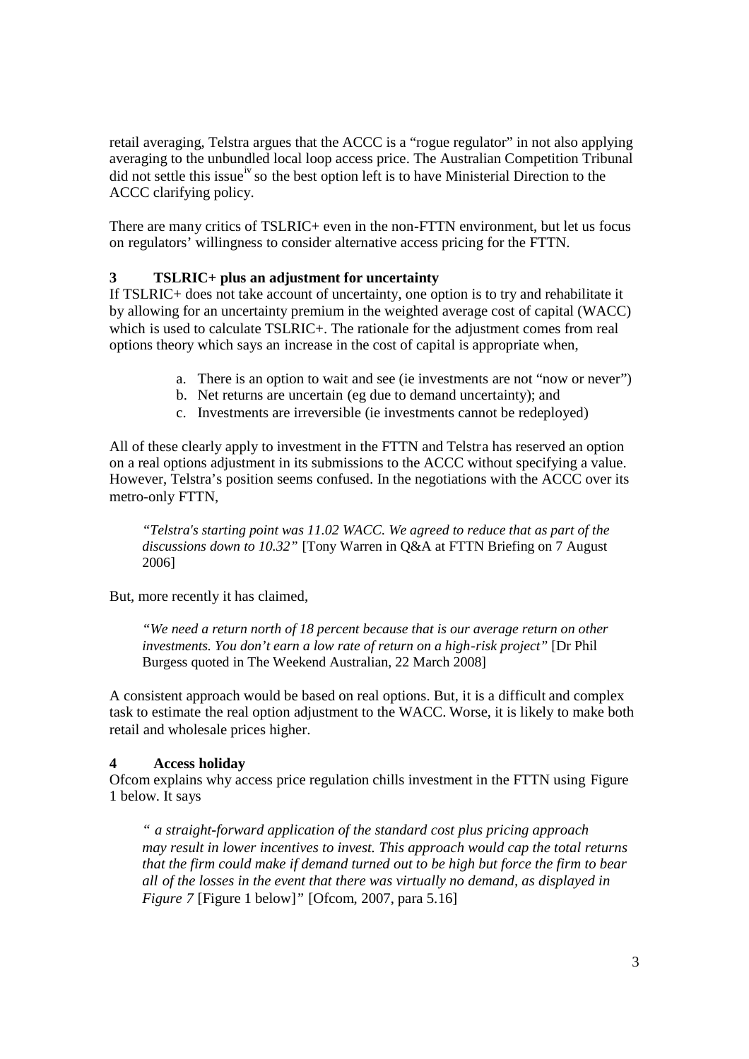retail averaging, Telstra argues that the ACCC is a "rogue regulator" in not also applying averaging to the unbundled local loop access price. The Australian Competition Tribunal did not settle this issue[iv] so the best option left is to have Ministerial Direction to the ACCC clarifying policy.

There are many critics of TSLRIC+ even in the non-FTTN environment, but let us focus on regulators' willingness to consider alternative access pricing for the FTTN.

## 3 TSLRIC+ plus an adjustment for uncertainty

If TSLRIC+ does not take account of uncertainty, one option is to try and rehabilitate it by allowing for an uncertainty premium in the weighted average cost of capital (WACC) which is used to calculate TSLRIC+. The rationale for the adjustment comes from real options theory which says an increase in the cost of capital is appropriate when,

a. There is an option to wait and see (ie investments are not "now or never")
b. Net returns are uncertain (eg due to demand uncertainty); and
c. Investments are irreversible (ie investments cannot be redeployed)

All of these clearly apply to investment in the FTTN and Telstra has reserved an option on a real options adjustment in its submissions to the ACCC without specifying a value. However, Telstra's position seems confused. In the negotiations with the ACCC over its metro-only FTTN,

> *"Telstra's starting point was 11.02 WACC. We agreed to reduce that as part of the discussions down to 10.32"* [Tony Warren in Q&A at FTTN Briefing on 7 August 2006]

But, more recently it has claimed,

> *"We need a return north of 18 percent because that is our average return on other investments. You don't earn a low rate of return on a high-risk project"* [Dr Phil Burgess quoted in The Weekend Australian, 22 March 2008]

A consistent approach would be based on real options. But, it is a difficult and complex task to estimate the real option adjustment to the WACC. Worse, it is likely to make both retail and wholesale prices higher.

## 4 Access holiday

Ofcom explains why access price regulation chills investment in the FTTN using Figure 1 below. It says

> *" a straight-forward application of the standard cost plus pricing approach may result in lower incentives to invest. This approach would cap the total returns that the firm could make if demand turned out to be high but force the firm to bear all of the losses in the event that there was virtually no demand, as displayed in Figure 7* [Figure 1 below]*"* [Ofcom, 2007, para 5.16]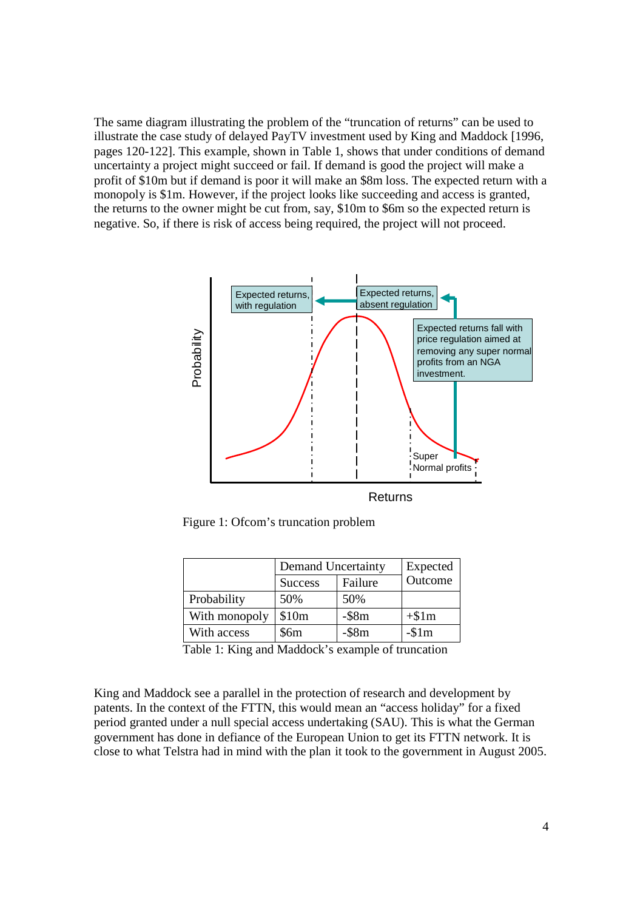The same diagram illustrating the problem of the "truncation of returns" can be used to illustrate the case study of delayed PayTV investment used by King and Maddock [1996, pages 120-122]. This example, shown in Table 1, shows that under conditions of demand uncertainty a project might succeed or fail. If demand is good the project will make a profit of $10m but if demand is poor it will make an $8m loss. The expected return with a monopoly is $1m. However, if the project looks like succeeding and access is granted, the returns to the owner might be cut from, say, $10m to $6m so the expected return is negative. So, if there is risk of access being required, the project will not proceed.

Figure 1: Ofcom's truncation problem

| | Demand Uncertainty | | Expected Outcome |
|---|---|---|---|
| | Success | Failure | |
| Probability | 50% | 50% | |
| With monopoly | $10m | -$8m | +$1m |
| With access | $6m | -$8m | -$1m |

Table 1: King and Maddock's example of truncation

King and Maddock see a parallel in the protection of research and development by patents. In the context of the FTTN, this would mean an "access holiday" for a fixed period granted under a null special access undertaking (SAU). This is what the German government has done in defiance of the European Union to get its FTTN network. It is close to what Telstra had in mind with the plan it took to the government in August 2005.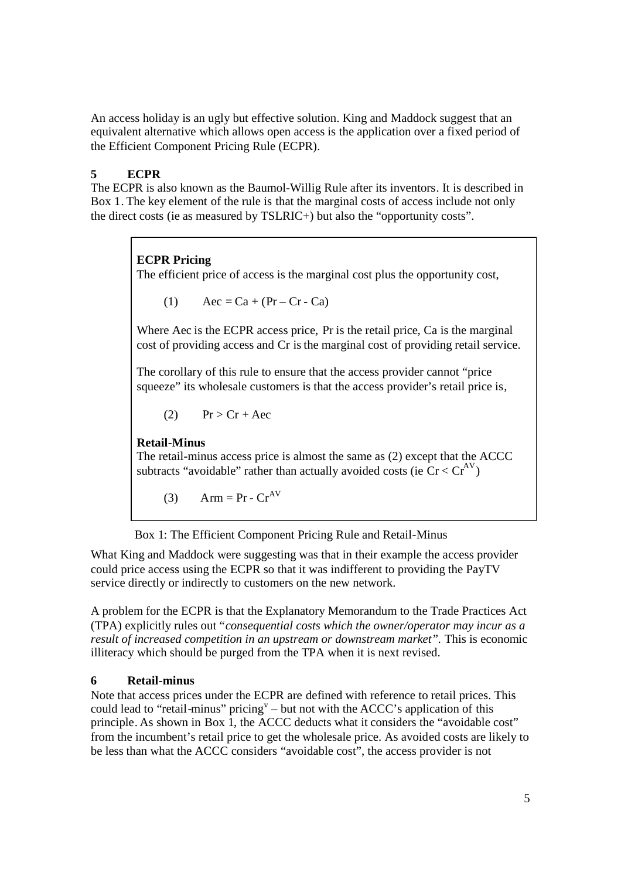An access holiday is an ugly but effective solution. King and Maddock suggest that an equivalent alternative which allows open access is the application over a fixed period of the Efficient Component Pricing Rule (ECPR).

## 5 ECPR

The ECPR is also known as the Baumol-Willig Rule after its inventors. It is described in Box 1. The key element of the rule is that the marginal costs of access include not only the direct costs (ie as measured by TSLRIC+) but also the "opportunity costs".

> **ECPR Pricing**
>
> The efficient price of access is the marginal cost plus the opportunity cost,
>
> (1) $Aec = Ca + (Pr – Cr - Ca)$
>
> Where Aec is the ECPR access price, Pr is the retail price, Ca is the marginal cost of providing access and Cr is the marginal cost of providing retail service.
>
> The corollary of this rule to ensure that the access provider cannot "price squeeze" its wholesale customers is that the access provider's retail price is,
>
> (2) $Pr > Cr + Aec$
>
> **Retail-Minus**
>
> The retail-minus access price is almost the same as (2) except that the ACCC subtracts "avoidable" rather than actually avoided costs (ie $Cr < Cr^{AV}$)
>
> (3) $Arm = Pr - Cr^{AV}$

Box 1: The Efficient Component Pricing Rule and Retail-Minus

What King and Maddock were suggesting was that in their example the access provider could price access using the ECPR so that it was indifferent to providing the PayTV service directly or indirectly to customers on the new network.

A problem for the ECPR is that the Explanatory Memorandum to the Trade Practices Act (TPA) explicitly rules out "*consequential costs which the owner/operator may incur as a result of increased competition in an upstream or downstream market*". This is economic illiteracy which should be purged from the TPA when it is next revised.

## 6 Retail-minus

Note that access prices under the ECPR are defined with reference to retail prices. This could lead to "retail-minus" pricing[v] – but not with the ACCC's application of this principle. As shown in Box 1, the ACCC deducts what it considers the "avoidable cost" from the incumbent's retail price to get the wholesale price. As avoided costs are likely to be less than what the ACCC considers "avoidable cost", the access provider is not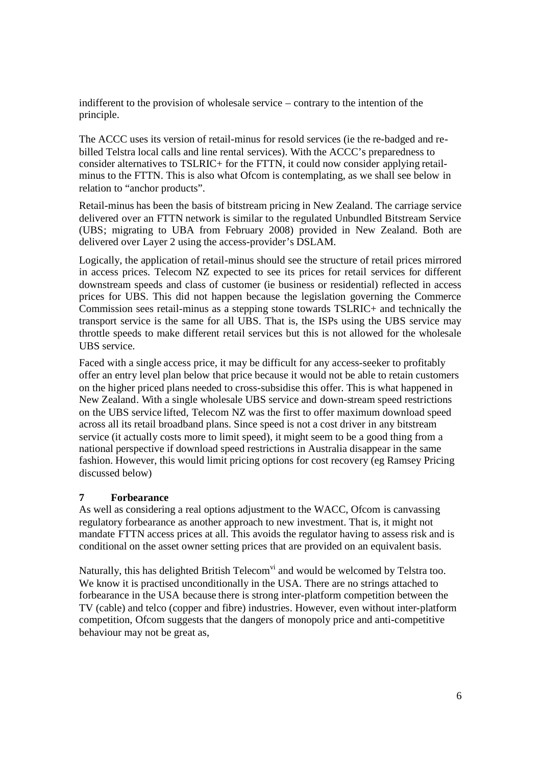indifferent to the provision of wholesale service – contrary to the intention of the principle.

The ACCC uses its version of retail-minus for resold services (ie the re-badged and re-billed Telstra local calls and line rental services). With the ACCC's preparedness to consider alternatives to TSLRIC+ for the FTTN, it could now consider applying retail-minus to the FTTN. This is also what Ofcom is contemplating, as we shall see below in relation to "anchor products".

Retail-minus has been the basis of bitstream pricing in New Zealand. The carriage service delivered over an FTTN network is similar to the regulated Unbundled Bitstream Service (UBS; migrating to UBA from February 2008) provided in New Zealand. Both are delivered over Layer 2 using the access-provider's DSLAM.

Logically, the application of retail-minus should see the structure of retail prices mirrored in access prices. Telecom NZ expected to see its prices for retail services for different downstream speeds and class of customer (ie business or residential) reflected in access prices for UBS. This did not happen because the legislation governing the Commerce Commission sees retail-minus as a stepping stone towards TSLRIC+ and technically the transport service is the same for all UBS. That is, the ISPs using the UBS service may throttle speeds to make different retail services but this is not allowed for the wholesale UBS service.

Faced with a single access price, it may be difficult for any access-seeker to profitably offer an entry level plan below that price because it would not be able to retain customers on the higher priced plans needed to cross-subsidise this offer. This is what happened in New Zealand. With a single wholesale UBS service and down-stream speed restrictions on the UBS service lifted, Telecom NZ was the first to offer maximum download speed across all its retail broadband plans. Since speed is not a cost driver in any bitstream service (it actually costs more to limit speed), it might seem to be a good thing from a national perspective if download speed restrictions in Australia disappear in the same fashion. However, this would limit pricing options for cost recovery (eg Ramsey Pricing discussed below)

## 7 Forbearance

As well as considering a real options adjustment to the WACC, Ofcom is canvassing regulatory forbearance as another approach to new investment. That is, it might not mandate FTTN access prices at all. This avoids the regulator having to assess risk and is conditional on the asset owner setting prices that are provided on an equivalent basis.

Naturally, this has delighted British Telecom[vi] and would be welcomed by Telstra too. We know it is practised unconditionally in the USA. There are no strings attached to forbearance in the USA because there is strong inter-platform competition between the TV (cable) and telco (copper and fibre) industries. However, even without inter-platform competition, Ofcom suggests that the dangers of monopoly price and anti-competitive behaviour may not be great as,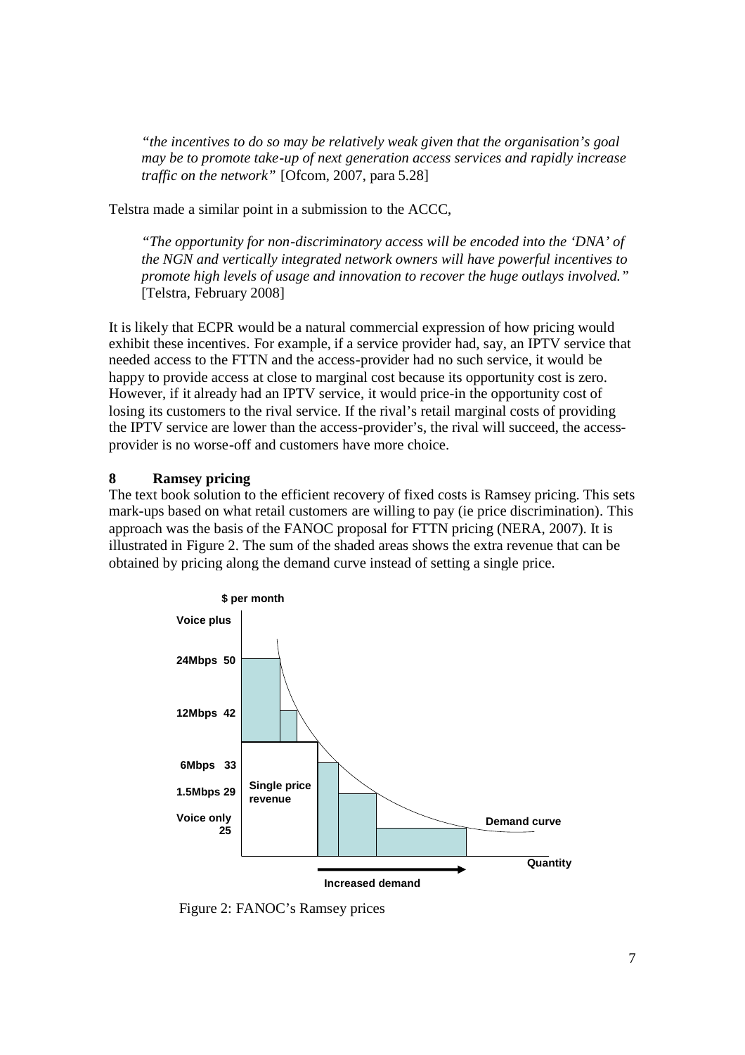> *"the incentives to do so may be relatively weak given that the organisation's goal may be to promote take-up of next generation access services and rapidly increase traffic on the network"* [Ofcom, 2007, para 5.28]

Telstra made a similar point in a submission to the ACCC,

> *"The opportunity for non-discriminatory access will be encoded into the 'DNA' of the NGN and vertically integrated network owners will have powerful incentives to promote high levels of usage and innovation to recover the huge outlays involved."* [Telstra, February 2008]

It is likely that ECPR would be a natural commercial expression of how pricing would exhibit these incentives. For example, if a service provider had, say, an IPTV service that needed access to the FTTN and the access-provider had no such service, it would be happy to provide access at close to marginal cost because its opportunity cost is zero. However, if it already had an IPTV service, it would price-in the opportunity cost of losing its customers to the rival service. If the rival's retail marginal costs of providing the IPTV service are lower than the access-provider's, the rival will succeed, the access-provider is no worse-off and customers have more choice.

## 8 Ramsey pricing

The text book solution to the efficient recovery of fixed costs is Ramsey pricing. This sets mark-ups based on what retail customers are willing to pay (ie price discrimination). This approach was the basis of the FANOC proposal for FTTN pricing (NERA, 2007). It is illustrated in Figure 2. The sum of the shaded areas shows the extra revenue that can be obtained by pricing along the demand curve instead of setting a single price.

Figure 2: FANOC's Ramsey prices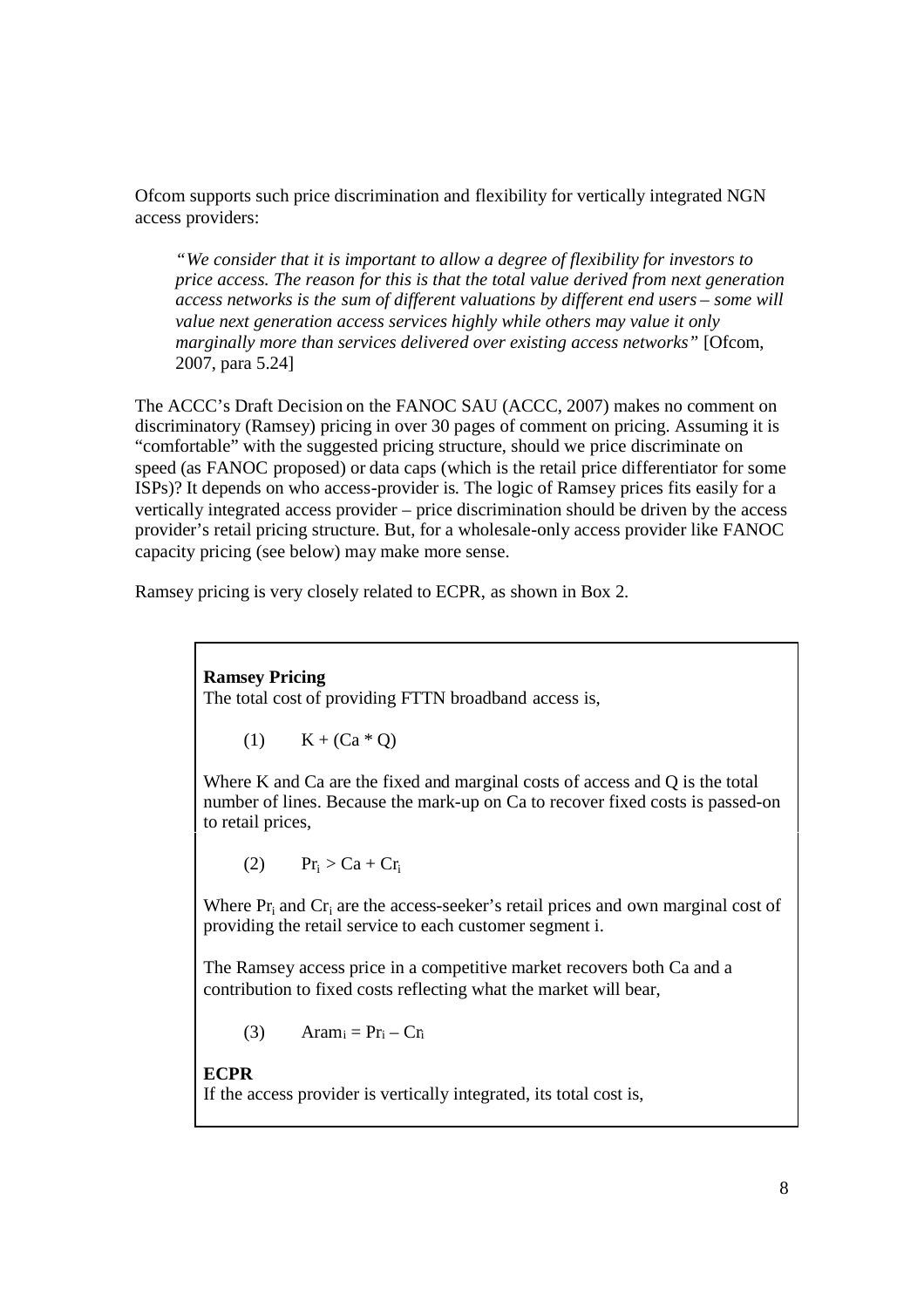Ofcom supports such price discrimination and flexibility for vertically integrated NGN access providers:

> *"We consider that it is important to allow a degree of flexibility for investors to price access. The reason for this is that the total value derived from next generation access networks is the sum of different valuations by different end users – some will value next generation access services highly while others may value it only marginally more than services delivered over existing access networks"* [Ofcom, 2007, para 5.24]

The ACCC's Draft Decision on the FANOC SAU (ACCC, 2007) makes no comment on discriminatory (Ramsey) pricing in over 30 pages of comment on pricing. Assuming it is "comfortable" with the suggested pricing structure, should we price discriminate on speed (as FANOC proposed) or data caps (which is the retail price differentiator for some ISPs)? It depends on who access-provider is. The logic of Ramsey prices fits easily for a vertically integrated access provider – price discrimination should be driven by the access provider's retail pricing structure. But, for a wholesale-only access provider like FANOC capacity pricing (see below) may make more sense.

Ramsey pricing is very closely related to ECPR, as shown in Box 2.

**Ramsey Pricing**

The total cost of providing FTTN broadband access is,

(1) $K + (Ca * Q)$

Where K and Ca are the fixed and marginal costs of access and Q is the total number of lines. Because the mark-up on Ca to recover fixed costs is passed-on to retail prices,

(2) $Pr_i > Ca + Cr_i$

Where $Pr_i$ and $Cr_i$ are the access-seeker's retail prices and own marginal cost of providing the retail service to each customer segment i.

The Ramsey access price in a competitive market recovers both Ca and a contribution to fixed costs reflecting what the market will bear,

(3) $Aram_i = Pr_i – Cr_i$

**ECPR**

If the access provider is vertically integrated, its total cost is,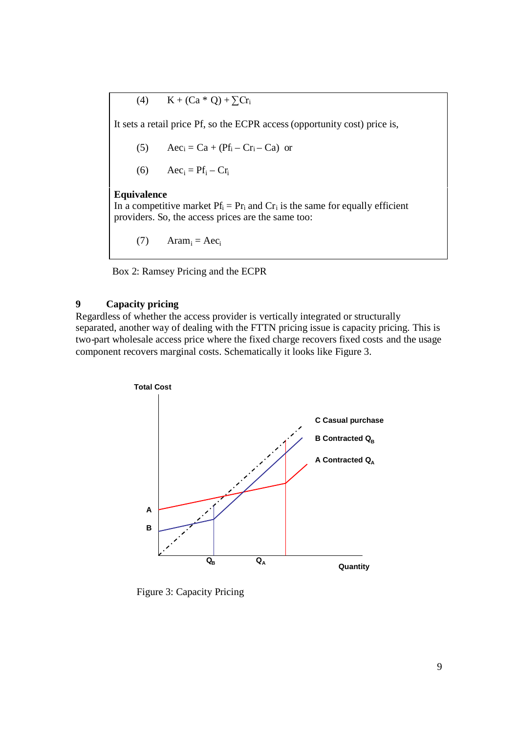(4) $K + (Ca * Q) + \sum Cr_i$

It sets a retail price Pf, so the ECPR access (opportunity cost) price is,

(5) $Aec_i = Ca + (Pf_i - Cr_i - Ca)$ or

(6) $Aec_i = Pf_i - Cr_i$

**Equivalence**

In a competitive market $Pf_i = Pr_i$ and $Cr_i$ is the same for equally efficient providers. So, the access prices are the same too:

(7) $Aram_i = Aec_i$

Box 2: Ramsey Pricing and the ECPR

## 9 Capacity pricing

Regardless of whether the access provider is vertically integrated or structurally separated, another way of dealing with the FTTN pricing issue is capacity pricing. This is two-part wholesale access price where the fixed charge recovers fixed costs and the usage component recovers marginal costs. Schematically it looks like Figure 3.

Figure 3: Capacity Pricing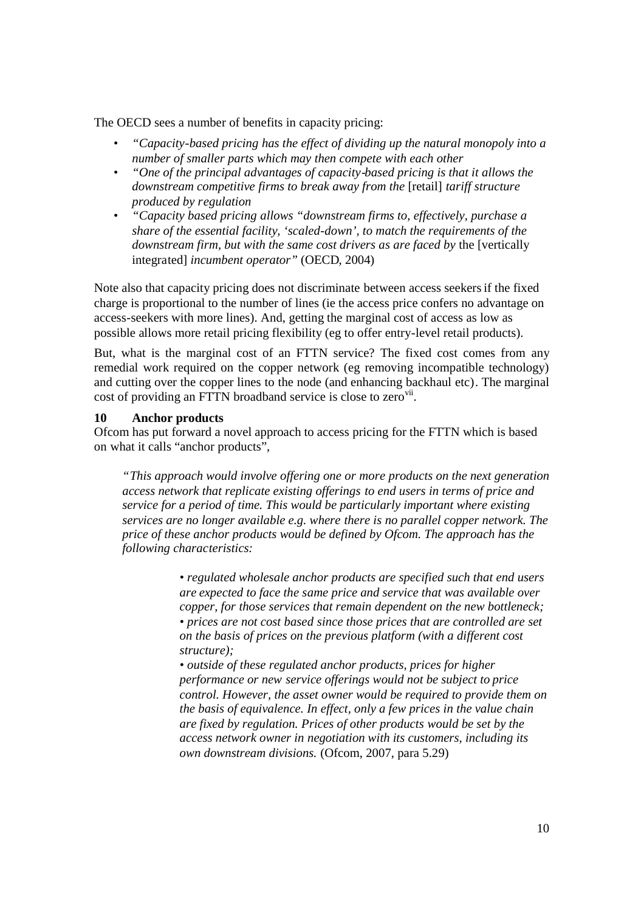The OECD sees a number of benefits in capacity pricing:

- *"Capacity-based pricing has the effect of dividing up the natural monopoly into a number of smaller parts which may then compete with each other*
- *"One of the principal advantages of capacity-based pricing is that it allows the downstream competitive firms to break away from the* [retail] *tariff structure produced by regulation*
- *"Capacity based pricing allows "downstream firms to, effectively, purchase a share of the essential facility, 'scaled-down', to match the requirements of the downstream firm, but with the same cost drivers as are faced by* the [vertically integrated] *incumbent operator"* (OECD, 2004)

Note also that capacity pricing does not discriminate between access seekers if the fixed charge is proportional to the number of lines (ie the access price confers no advantage on access-seekers with more lines). And, getting the marginal cost of access as low as possible allows more retail pricing flexibility (eg to offer entry-level retail products).

But, what is the marginal cost of an FTTN service? The fixed cost comes from any remedial work required on the copper network (eg removing incompatible technology) and cutting over the copper lines to the node (and enhancing backhaul etc). The marginal cost of providing an FTTN broadband service is close to zero[vii].

## 10 Anchor products

Ofcom has put forward a novel approach to access pricing for the FTTN which is based on what it calls "anchor products",

> *"This approach would involve offering one or more products on the next generation access network that replicate existing offerings to end users in terms of price and service for a period of time. This would be particularly important where existing services are no longer available e.g. where there is no parallel copper network. The price of these anchor products would be defined by Ofcom. The approach has the following characteristics:*
>
> > *• regulated wholesale anchor products are specified such that end users are expected to face the same price and service that was available over copper, for those services that remain dependent on the new bottleneck;*
> > *• prices are not cost based since those prices that are controlled are set on the basis of prices on the previous platform (with a different cost structure);*
> > *• outside of these regulated anchor products, prices for higher performance or new service offerings would not be subject to price control. However, the asset owner would be required to provide them on the basis of equivalence. In effect, only a few prices in the value chain are fixed by regulation. Prices of other products would be set by the access network owner in negotiation with its customers, including its own downstream divisions.* (Ofcom, 2007, para 5.29)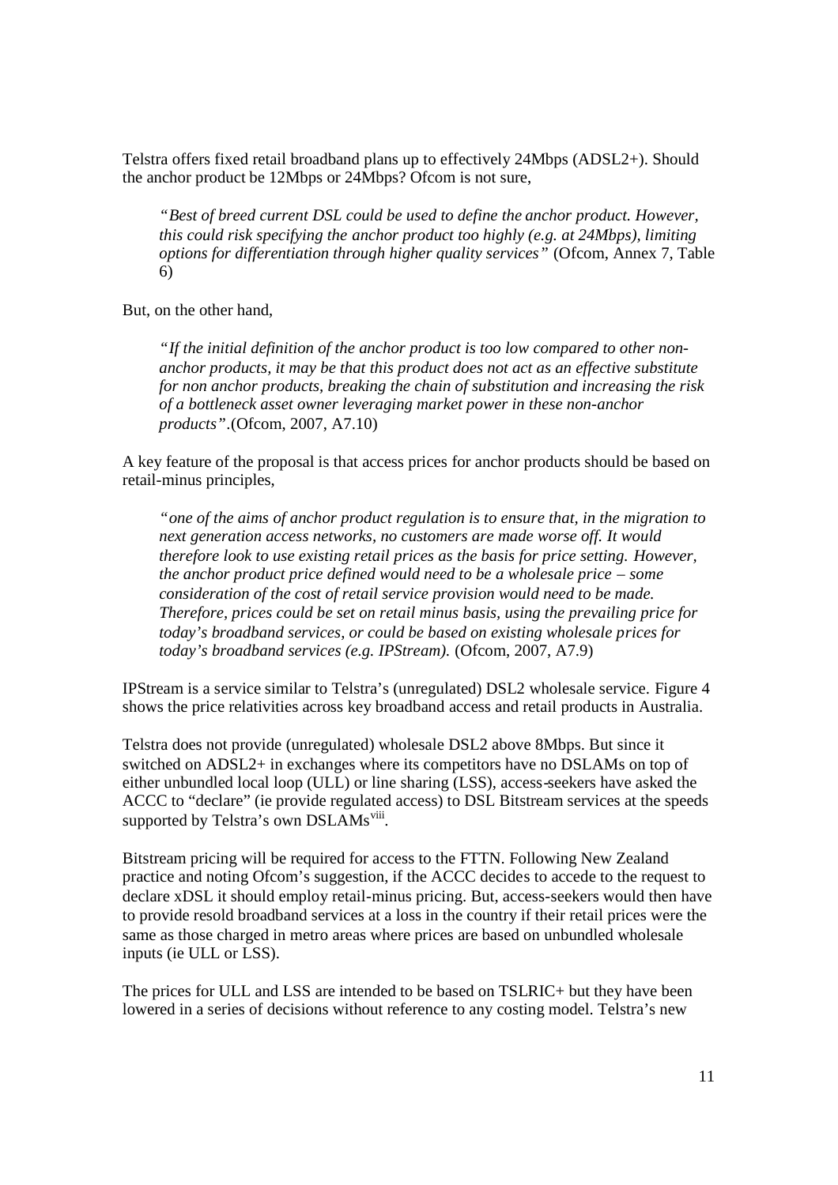Telstra offers fixed retail broadband plans up to effectively 24Mbps (ADSL2+). Should the anchor product be 12Mbps or 24Mbps? Ofcom is not sure,

> *"Best of breed current DSL could be used to define the anchor product. However, this could risk specifying the anchor product too highly (e.g. at 24Mbps), limiting options for differentiation through higher quality services"* (Ofcom, Annex 7, Table 6)

But, on the other hand,

> *"If the initial definition of the anchor product is too low compared to other non-anchor products, it may be that this product does not act as an effective substitute for non anchor products, breaking the chain of substitution and increasing the risk of a bottleneck asset owner leveraging market power in these non-anchor products"*.(Ofcom, 2007, A7.10)

A key feature of the proposal is that access prices for anchor products should be based on retail-minus principles,

> *"one of the aims of anchor product regulation is to ensure that, in the migration to next generation access networks, no customers are made worse off. It would therefore look to use existing retail prices as the basis for price setting. However, the anchor product price defined would need to be a wholesale price – some consideration of the cost of retail service provision would need to be made. Therefore, prices could be set on retail minus basis, using the prevailing price for today's broadband services, or could be based on existing wholesale prices for today's broadband services (e.g. IPStream).* (Ofcom, 2007, A7.9)

IPStream is a service similar to Telstra's (unregulated) DSL2 wholesale service. Figure 4 shows the price relativities across key broadband access and retail products in Australia.

Telstra does not provide (unregulated) wholesale DSL2 above 8Mbps. But since it switched on ADSL2+ in exchanges where its competitors have no DSLAMs on top of either unbundled local loop (ULL) or line sharing (LSS), access-seekers have asked the ACCC to "declare" (ie provide regulated access) to DSL Bitstream services at the speeds supported by Telstra's own DSLAMs[viii].

Bitstream pricing will be required for access to the FTTN. Following New Zealand practice and noting Ofcom's suggestion, if the ACCC decides to accede to the request to declare xDSL it should employ retail-minus pricing. But, access-seekers would then have to provide resold broadband services at a loss in the country if their retail prices were the same as those charged in metro areas where prices are based on unbundled wholesale inputs (ie ULL or LSS).

The prices for ULL and LSS are intended to be based on TSLRIC+ but they have been lowered in a series of decisions without reference to any costing model. Telstra's new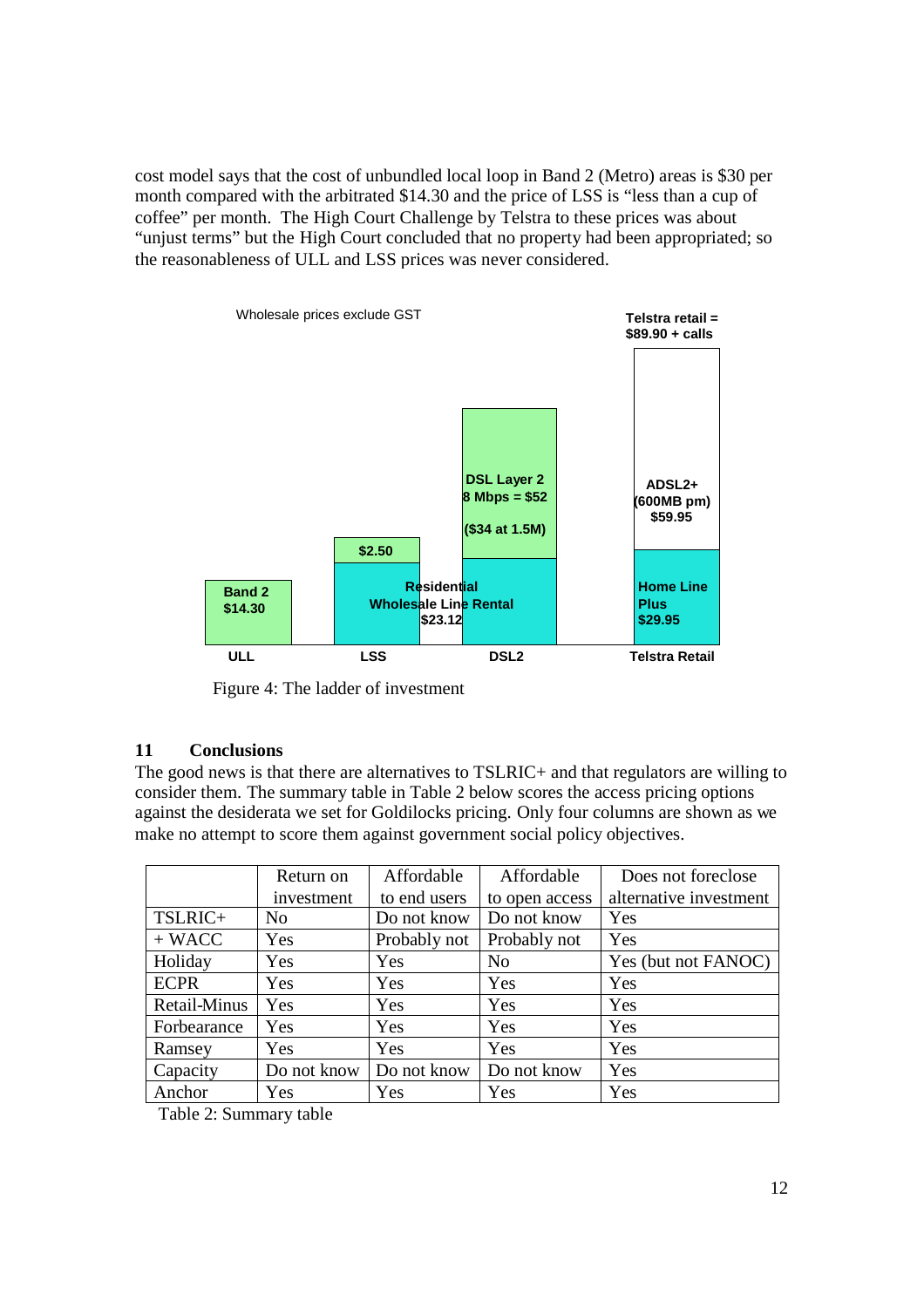cost model says that the cost of unbundled local loop in Band 2 (Metro) areas is $30 per month compared with the arbitrated $14.30 and the price of LSS is "less than a cup of coffee" per month. The High Court Challenge by Telstra to these prices was about "unjust terms" but the High Court concluded that no property had been appropriated; so the reasonableness of ULL and LSS prices was never considered.

Wholesale prices exclude GST

Telstra retail = $89.90 + calls

| ULL | LSS | DSL2 | Telstra Retail |
|---|---|---|---|
| Band 2 $14.30 | $2.50 + Residential Wholesale Line Rental $23.12 | DSL Layer 2 8 Mbps = $52 ($34 at 1.5M) + Residential Wholesale Line Rental $23.12 | ADSL2+ (600MB pm) $59.95 + Home Line Plus $29.95 |

Figure 4: The ladder of investment

## 11 Conclusions

The good news is that there are alternatives to TSLRIC+ and that regulators are willing to consider them. The summary table in Table 2 below scores the access pricing options against the desiderata we set for Goldilocks pricing. Only four columns are shown as we make no attempt to score them against government social policy objectives.

| | Return on investment | Affordable to end users | Affordable to open access | Does not foreclose alternative investment |
|---|---|---|---|---|
| TSLRIC+ | No | Do not know | Do not know | Yes |
| + WACC | Yes | Probably not | Probably not | Yes |
| Holiday | Yes | Yes | No | Yes (but not FANOC) |
| ECPR | Yes | Yes | Yes | Yes |
| Retail-Minus | Yes | Yes | Yes | Yes |
| Forbearance | Yes | Yes | Yes | Yes |
| Ramsey | Yes | Yes | Yes | Yes |
| Capacity | Do not know | Do not know | Do not know | Yes |
| Anchor | Yes | Yes | Yes | Yes |

Table 2: Summary table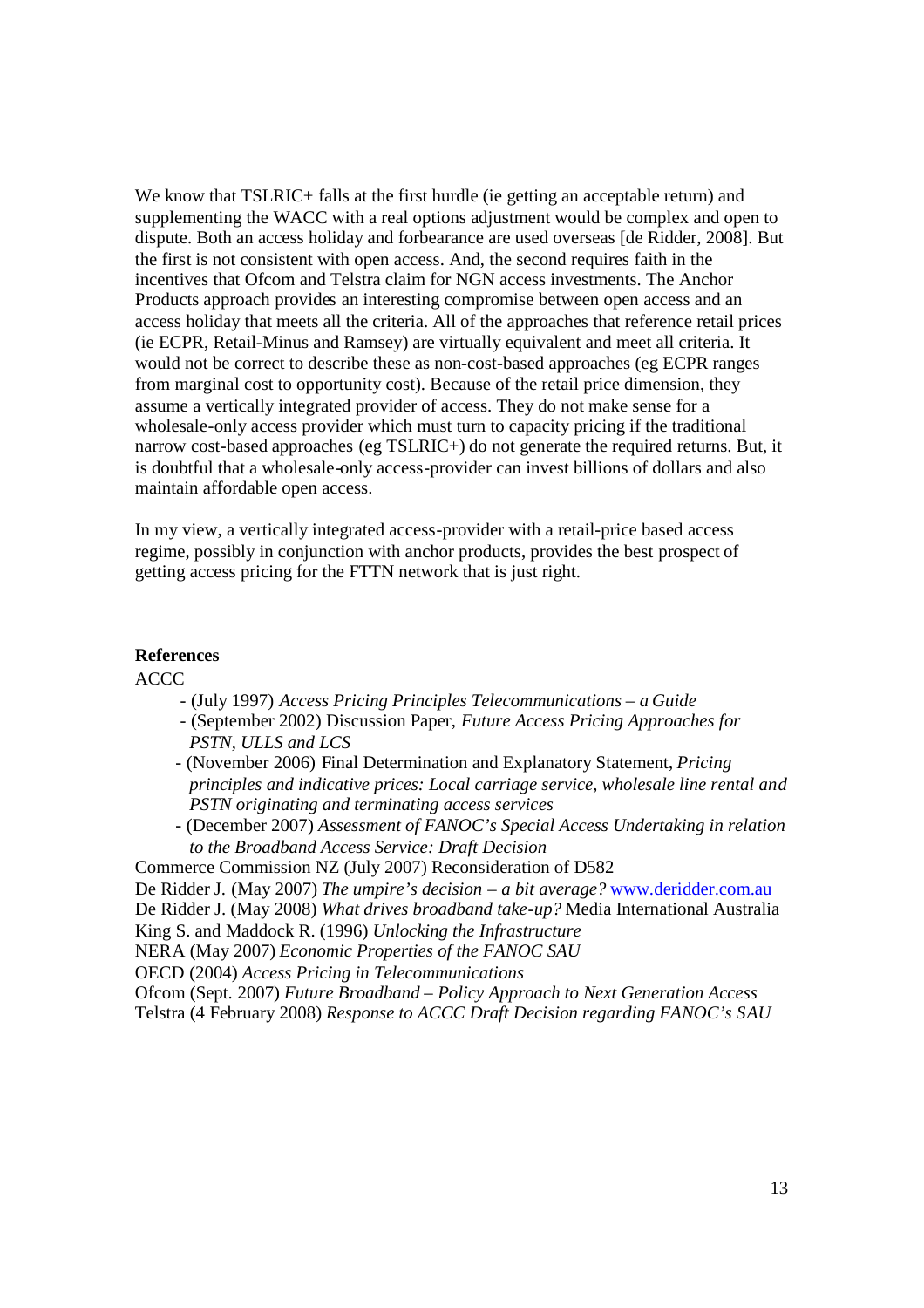We know that TSLRIC+ falls at the first hurdle (ie getting an acceptable return) and supplementing the WACC with a real options adjustment would be complex and open to dispute. Both an access holiday and forbearance are used overseas [de Ridder, 2008]. But the first is not consistent with open access. And, the second requires faith in the incentives that Ofcom and Telstra claim for NGN access investments. The Anchor Products approach provides an interesting compromise between open access and an access holiday that meets all the criteria. All of the approaches that reference retail prices (ie ECPR, Retail-Minus and Ramsey) are virtually equivalent and meet all criteria. It would not be correct to describe these as non-cost-based approaches (eg ECPR ranges from marginal cost to opportunity cost). Because of the retail price dimension, they assume a vertically integrated provider of access. They do not make sense for a wholesale-only access provider which must turn to capacity pricing if the traditional narrow cost-based approaches (eg TSLRIC+) do not generate the required returns. But, it is doubtful that a wholesale-only access-provider can invest billions of dollars and also maintain affordable open access.

In my view, a vertically integrated access-provider with a retail-price based access regime, possibly in conjunction with anchor products, provides the best prospect of getting access pricing for the FTTN network that is just right.

**References**

ACCC

- (July 1997) *Access Pricing Principles Telecommunications – a Guide*
- (September 2002) Discussion Paper, *Future Access Pricing Approaches for PSTN, ULLS and LCS*
- (November 2006) Final Determination and Explanatory Statement, *Pricing principles and indicative prices: Local carriage service, wholesale line rental and PSTN originating and terminating access services*
- (December 2007) *Assessment of FANOC's Special Access Undertaking in relation to the Broadband Access Service: Draft Decision*

Commerce Commission NZ (July 2007) Reconsideration of D582

De Ridder J. (May 2007) *The umpire's decision – a bit average?* www.deridder.com.au

De Ridder J. (May 2008) *What drives broadband take-up?* Media International Australia

King S. and Maddock R. (1996) *Unlocking the Infrastructure*

NERA (May 2007) *Economic Properties of the FANOC SAU*

OECD (2004) *Access Pricing in Telecommunications*

Ofcom (Sept. 2007) *Future Broadband – Policy Approach to Next Generation Access*

Telstra (4 February 2008) *Response to ACCC Draft Decision regarding FANOC's SAU*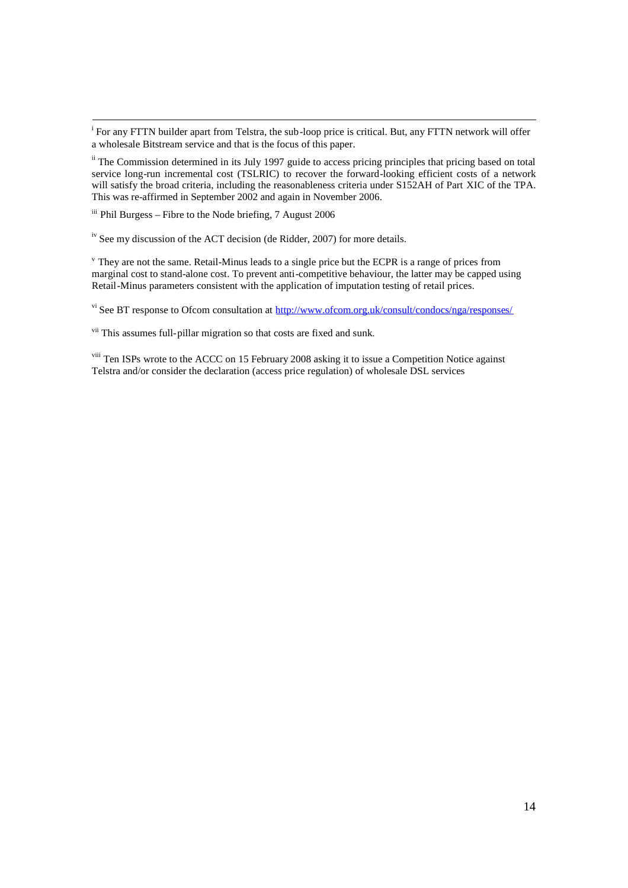[i] For any FTTN builder apart from Telstra, the sub-loop price is critical. But, any FTTN network will offer a wholesale Bitstream service and that is the focus of this paper.

[ii] The Commission determined in its July 1997 guide to access pricing principles that pricing based on total service long-run incremental cost (TSLRIC) to recover the forward-looking efficient costs of a network will satisfy the broad criteria, including the reasonableness criteria under S152AH of Part XIC of the TPA. This was re-affirmed in September 2002 and again in November 2006.

[iii] Phil Burgess – Fibre to the Node briefing, 7 August 2006

[iv] See my discussion of the ACT decision (de Ridder, 2007) for more details.

[v] They are not the same. Retail-Minus leads to a single price but the ECPR is a range of prices from marginal cost to stand-alone cost. To prevent anti-competitive behaviour, the latter may be capped using Retail-Minus parameters consistent with the application of imputation testing of retail prices.

[vi] See BT response to Ofcom consultation at http://www.ofcom.org.uk/consult/condocs/nga/responses/

[vii] This assumes full-pillar migration so that costs are fixed and sunk.

[viii] Ten ISPs wrote to the ACCC on 15 February 2008 asking it to issue a Competition Notice against Telstra and/or consider the declaration (access price regulation) of wholesale DSL services